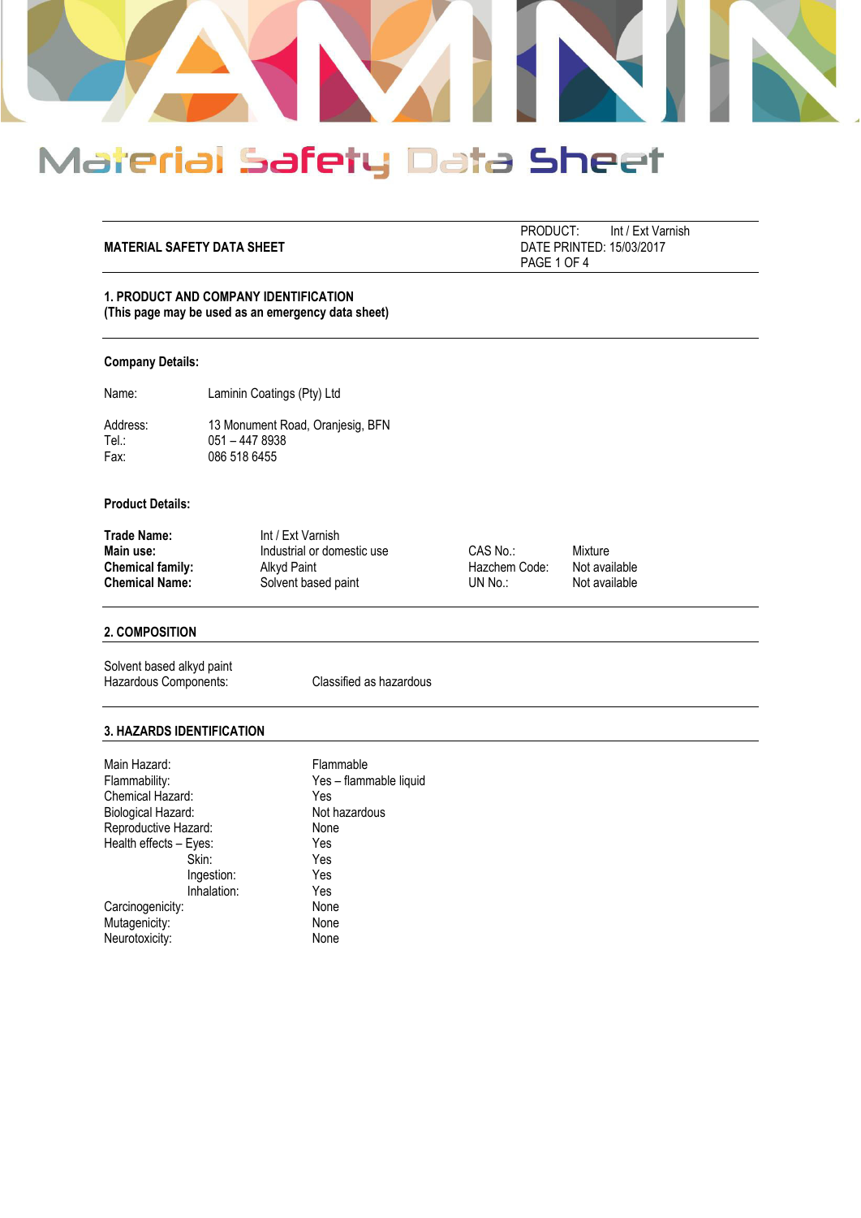# Material Safety Data Sheet

**MATERIAL SAFETY DATA SHEET**

PRODUCT: Int / Ext Varnish
DATE PRINTED: 15/03/2017
PAGE 1 OF 4

## 1. PRODUCT AND COMPANY IDENTIFICATION
**(This page may be used as an emergency data sheet)**

### Company Details:

| | |
|---|---|
| Name: | Laminin Coatings (Pty) Ltd |
| Address: | 13 Monument Road, Oranjesig, BFN |
| Tel.: | 051 – 447 8938 |
| Fax: | 086 518 6455 |

### Product Details:

| | | | |
|---|---|---|---|
| **Trade Name:** | Int / Ext Varnish | | |
| **Main use:** | Industrial or domestic use | CAS No.: | Mixture |
| **Chemical family:** | Alkyd Paint | Hazchem Code: | Not available |
| **Chemical Name:** | Solvent based paint | UN No.: | Not available |

## 2. COMPOSITION

Solvent based alkyd paint
Hazardous Components: Classified as hazardous

## 3. HAZARDS IDENTIFICATION

| | |
|---|---|
| Main Hazard: | Flammable |
| Flammability: | Yes – flammable liquid |
| Chemical Hazard: | Yes |
| Biological Hazard: | Not hazardous |
| Reproductive Hazard: | None |
| Health effects – Eyes: | Yes |
| Skin: | Yes |
| Ingestion: | Yes |
| Inhalation: | Yes |
| Carcinogenicity: | None |
| Mutagenicity: | None |
| Neurotoxicity: | None |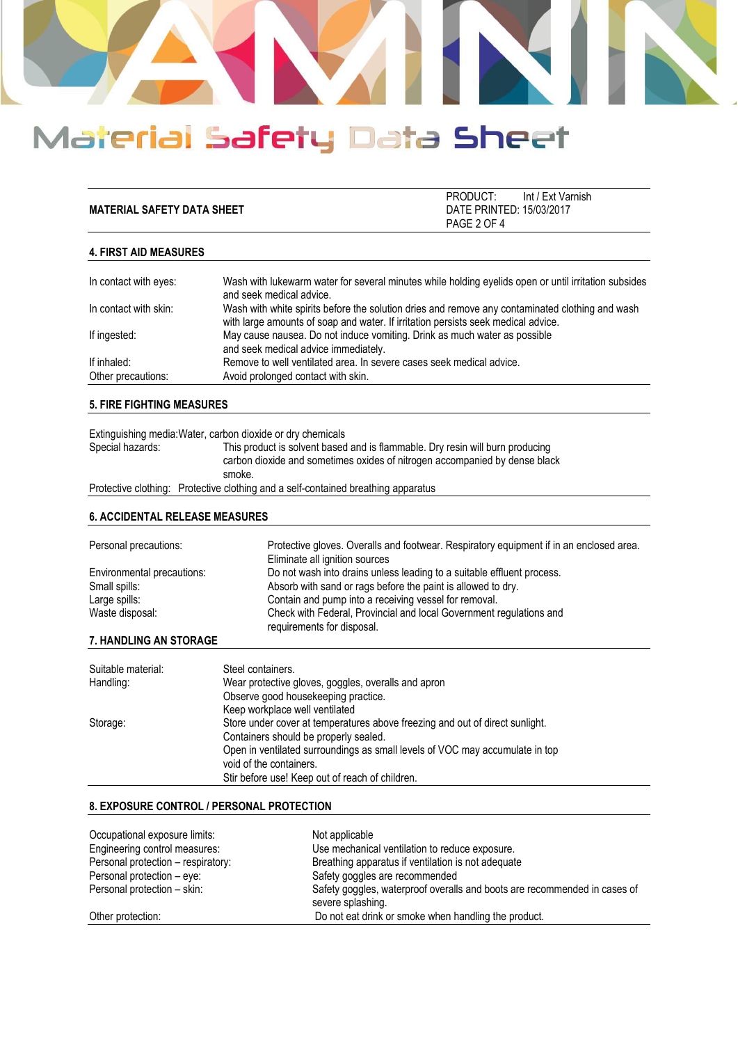| MATERIAL SAFETY DATA SHEET | PRODUCT: Int / Ext Varnish<br>DATE PRINTED: 15/03/2017 |
|---|---|

## 4. FIRST AID MEASURES

| | |
|---|---|
| In contact with eyes: | Wash with lukewarm water for several minutes while holding eyelids open or until irritation subsides and seek medical advice. |
| In contact with skin: | Wash with white spirits before the solution dries and remove any contaminated clothing and wash with large amounts of soap and water. If irritation persists seek medical advice. |
| If ingested: | May cause nausea. Do not induce vomiting. Drink as much water as possible and seek medical advice immediately. |
| If inhaled: | Remove to well ventilated area. In severe cases seek medical advice. |
| Other precautions: | Avoid prolonged contact with skin. |

## 5. FIRE FIGHTING MEASURES

Extinguishing media: Water, carbon dioxide or dry chemicals

| | |
|---|---|
| Special hazards: | This product is solvent based and is flammable. Dry resin will burn producing carbon dioxide and sometimes oxides of nitrogen accompanied by dense black smoke. |

Protective clothing: Protective clothing and a self-contained breathing apparatus

## 6. ACCIDENTAL RELEASE MEASURES

| | |
|---|---|
| Personal precautions: | Protective gloves. Overalls and footwear. Respiratory equipment if in an enclosed area. Eliminate all ignition sources |
| Environmental precautions: | Do not wash into drains unless leading to a suitable effluent process. |
| Small spills: | Absorb with sand or rags before the paint is allowed to dry. |
| Large spills: | Contain and pump into a receiving vessel for removal. |
| Waste disposal: | Check with Federal, Provincial and local Government regulations and requirements for disposal. |

## 7. HANDLING AN STORAGE

| | |
|---|---|
| Suitable material: | Steel containers. |
| Handling: | Wear protective gloves, goggles, overalls and apron<br>Observe good housekeeping practice.<br>Keep workplace well ventilated |
| Storage: | Store under cover at temperatures above freezing and out of direct sunlight.<br>Containers should be properly sealed.<br>Open in ventilated surroundings as small levels of VOC may accumulate in top void of the containers.<br>Stir before use! Keep out of reach of children. |

## 8. EXPOSURE CONTROL / PERSONAL PROTECTION

| | |
|---|---|
| Occupational exposure limits: | Not applicable |
| Engineering control measures: | Use mechanical ventilation to reduce exposure. |
| Personal protection – respiratory: | Breathing apparatus if ventilation is not adequate |
| Personal protection – eye: | Safety goggles are recommended |
| Personal protection – skin: | Safety goggles, waterproof overalls and boots are recommended in cases of severe splashing. |
| Other protection: | Do not eat drink or smoke when handling the product. |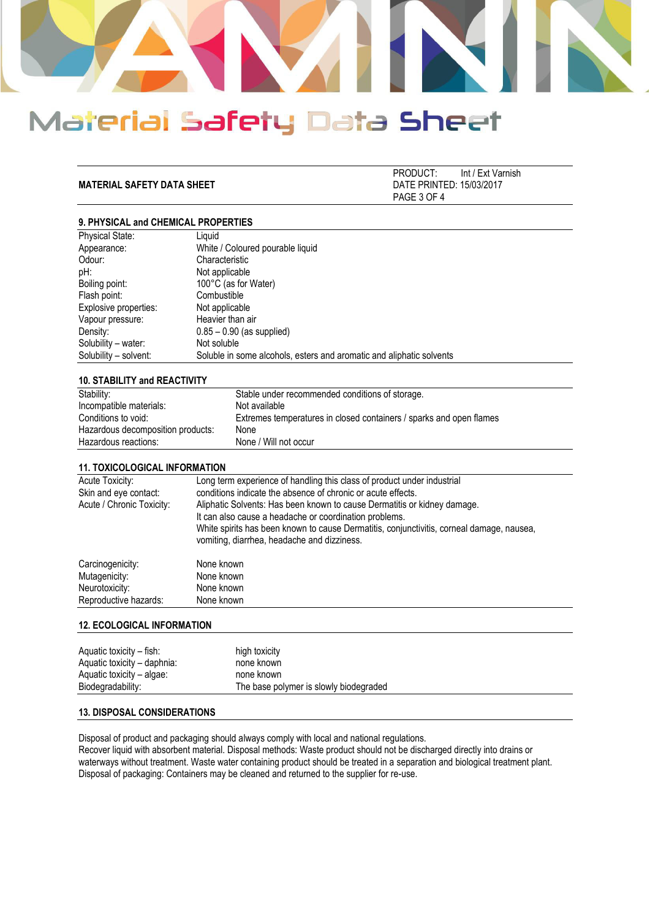**MATERIAL SAFETY DATA SHEET**

PRODUCT: Int / Ext Varnish
DATE PRINTED: 15/03/2017

## 9. PHYSICAL and CHEMICAL PROPERTIES

| | |
|---|---|
| Physical State: | Liquid |
| Appearance: | White / Coloured pourable liquid |
| Odour: | Characteristic |
| pH: | Not applicable |
| Boiling point: | 100°C (as for Water) |
| Flash point: | Combustible |
| Explosive properties: | Not applicable |
| Vapour pressure: | Heavier than air |
| Density: | 0.85 – 0.90 (as supplied) |
| Solubility – water: | Not soluble |
| Solubility – solvent: | Soluble in some alcohols, esters and aromatic and aliphatic solvents |

## 10. STABILITY and REACTIVITY

| | |
|---|---|
| Stability: | Stable under recommended conditions of storage. |
| Incompatible materials: | Not available |
| Conditions to void: | Extremes temperatures in closed containers / sparks and open flames |
| Hazardous decomposition products: | None |
| Hazardous reactions: | None / Will not occur |

## 11. TOXICOLOGICAL INFORMATION

| | |
|---|---|
| Acute Toxicity: | Long term experience of handling this class of product under industrial |
| Skin and eye contact: | conditions indicate the absence of chronic or acute effects. |
| Acute / Chronic Toxicity: | Aliphatic Solvents: Has been known to cause Dermatitis or kidney damage. It can also cause a headache or coordination problems. White spirits has been known to cause Dermatitis, conjunctivitis, corneal damage, nausea, vomiting, diarrhea, headache and dizziness. |
| Carcinogenicity: | None known |
| Mutagenicity: | None known |
| Neurotoxicity: | None known |
| Reproductive hazards: | None known |

## 12. ECOLOGICAL INFORMATION

| | |
|---|---|
| Aquatic toxicity – fish: | high toxicity |
| Aquatic toxicity – daphnia: | none known |
| Aquatic toxicity – algae: | none known |
| Biodegradability: | The base polymer is slowly biodegraded |

## 13. DISPOSAL CONSIDERATIONS

Disposal of product and packaging should always comply with local and national regulations.
Recover liquid with absorbent material. Disposal methods: Waste product should not be discharged directly into drains or waterways without treatment. Waste water containing product should be treated in a separation and biological treatment plant.
Disposal of packaging: Containers may be cleaned and returned to the supplier for re-use.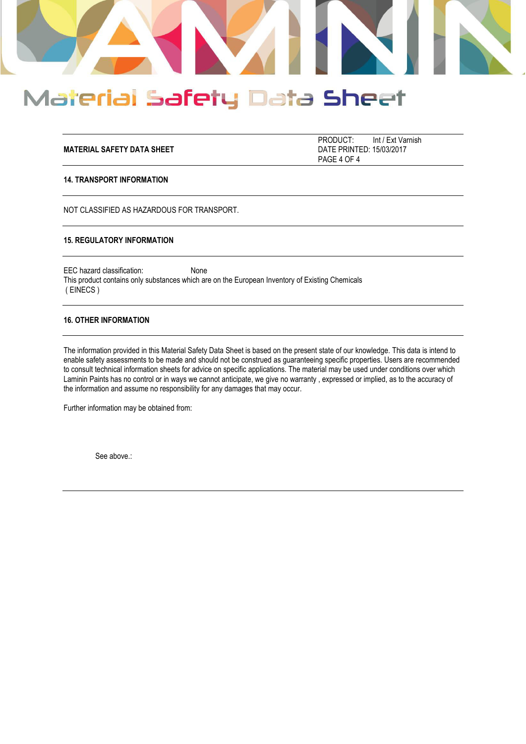| | |
|---|---|
| **MATERIAL SAFETY DATA SHEET** | PRODUCT: Int / Ext Varnish<br>DATE PRINTED: 15/03/2017 |

## 14. TRANSPORT INFORMATION

NOT CLASSIFIED AS HAZARDOUS FOR TRANSPORT.

## 15. REGULATORY INFORMATION

EEC hazard classification: None

This product contains only substances which are on the European Inventory of Existing Chemicals ( EINECS )

## 16. OTHER INFORMATION

The information provided in this Material Safety Data Sheet is based on the present state of our knowledge. This data is intend to enable safety assessments to be made and should not be construed as guaranteeing specific properties. Users are recommended to consult technical information sheets for advice on specific applications. The material may be used under conditions over which Laminin Paints has no control or in ways we cannot anticipate, we give no warranty , expressed or implied, as to the accuracy of the information and assume no responsibility for any damages that may occur.

Further information may be obtained from:

See above.: